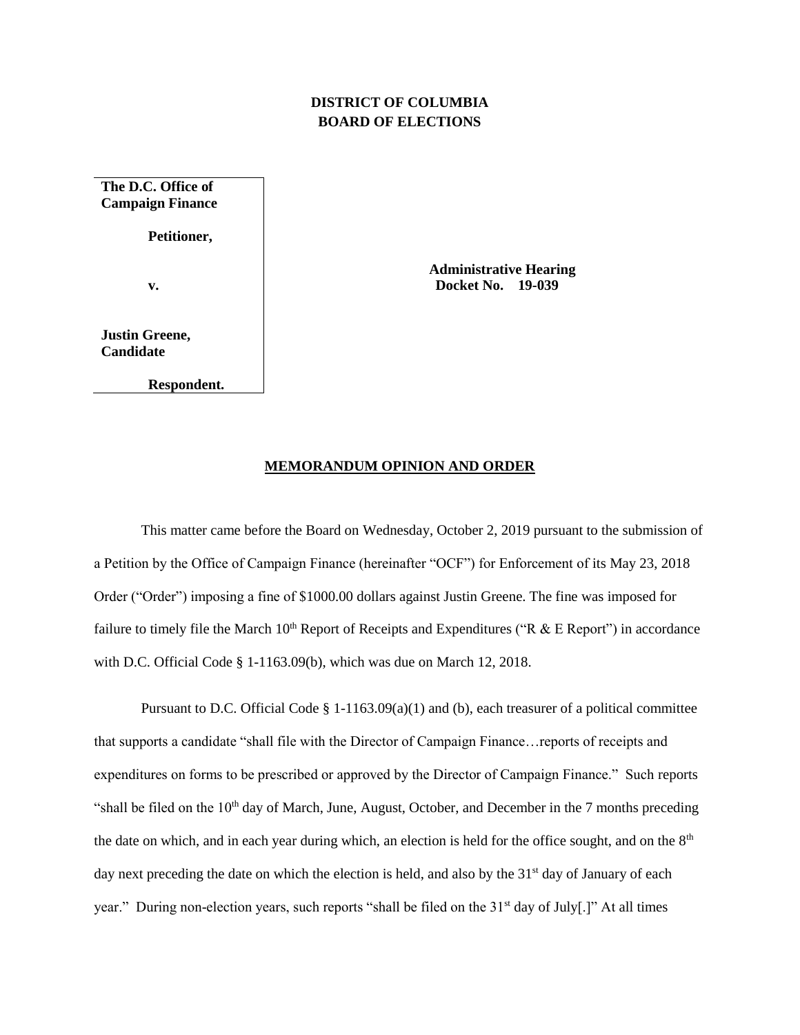**DISTRICT OF COLUMBIA**
**BOARD OF ELECTIONS**

| | |
|---|---|
| **The D.C. Office of Campaign Finance**<br><br>**Petitioner,**<br><br>**v.**<br><br>**Justin Greene, Candidate**<br><br>**Respondent.** | **Administrative Hearing Docket No. 19-039** |

## MEMORANDUM OPINION AND ORDER

This matter came before the Board on Wednesday, October 2, 2019 pursuant to the submission of a Petition by the Office of Campaign Finance (hereinafter "OCF") for Enforcement of its May 23, 2018 Order ("Order") imposing a fine of $1000.00 dollars against Justin Greene. The fine was imposed for failure to timely file the March 10th Report of Receipts and Expenditures ("R & E Report") in accordance with D.C. Official Code § 1-1163.09(b), which was due on March 12, 2018.

Pursuant to D.C. Official Code § 1-1163.09(a)(1) and (b), each treasurer of a political committee that supports a candidate "shall file with the Director of Campaign Finance…reports of receipts and expenditures on forms to be prescribed or approved by the Director of Campaign Finance." Such reports "shall be filed on the 10th day of March, June, August, October, and December in the 7 months preceding the date on which, and in each year during which, an election is held for the office sought, and on the 8th day next preceding the date on which the election is held, and also by the 31st day of January of each year." During non-election years, such reports "shall be filed on the 31st day of July[.]" At all times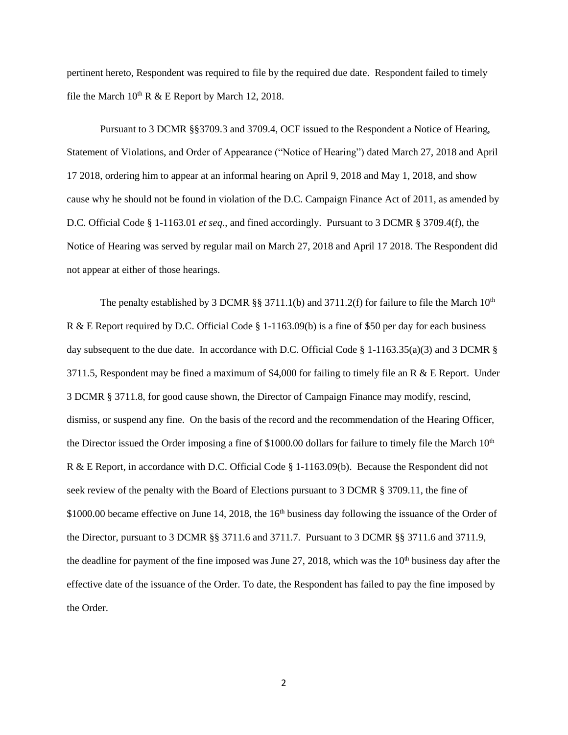pertinent hereto, Respondent was required to file by the required due date. Respondent failed to timely file the March 10th R & E Report by March 12, 2018.

Pursuant to 3 DCMR §§3709.3 and 3709.4, OCF issued to the Respondent a Notice of Hearing, Statement of Violations, and Order of Appearance ("Notice of Hearing") dated March 27, 2018 and April 17 2018, ordering him to appear at an informal hearing on April 9, 2018 and May 1, 2018, and show cause why he should not be found in violation of the D.C. Campaign Finance Act of 2011, as amended by D.C. Official Code § 1-1163.01 *et seq.*, and fined accordingly. Pursuant to 3 DCMR § 3709.4(f), the Notice of Hearing was served by regular mail on March 27, 2018 and April 17 2018. The Respondent did not appear at either of those hearings.

The penalty established by 3 DCMR §§ 3711.1(b) and 3711.2(f) for failure to file the March 10th R & E Report required by D.C. Official Code § 1-1163.09(b) is a fine of $50 per day for each business day subsequent to the due date. In accordance with D.C. Official Code § 1-1163.35(a)(3) and 3 DCMR § 3711.5, Respondent may be fined a maximum of $4,000 for failing to timely file an R & E Report. Under 3 DCMR § 3711.8, for good cause shown, the Director of Campaign Finance may modify, rescind, dismiss, or suspend any fine. On the basis of the record and the recommendation of the Hearing Officer, the Director issued the Order imposing a fine of $1000.00 dollars for failure to timely file the March 10th R & E Report, in accordance with D.C. Official Code § 1-1163.09(b). Because the Respondent did not seek review of the penalty with the Board of Elections pursuant to 3 DCMR § 3709.11, the fine of $1000.00 became effective on June 14, 2018, the 16th business day following the issuance of the Order of the Director, pursuant to 3 DCMR §§ 3711.6 and 3711.7. Pursuant to 3 DCMR §§ 3711.6 and 3711.9, the deadline for payment of the fine imposed was June 27, 2018, which was the 10th business day after the effective date of the issuance of the Order. To date, the Respondent has failed to pay the fine imposed by the Order.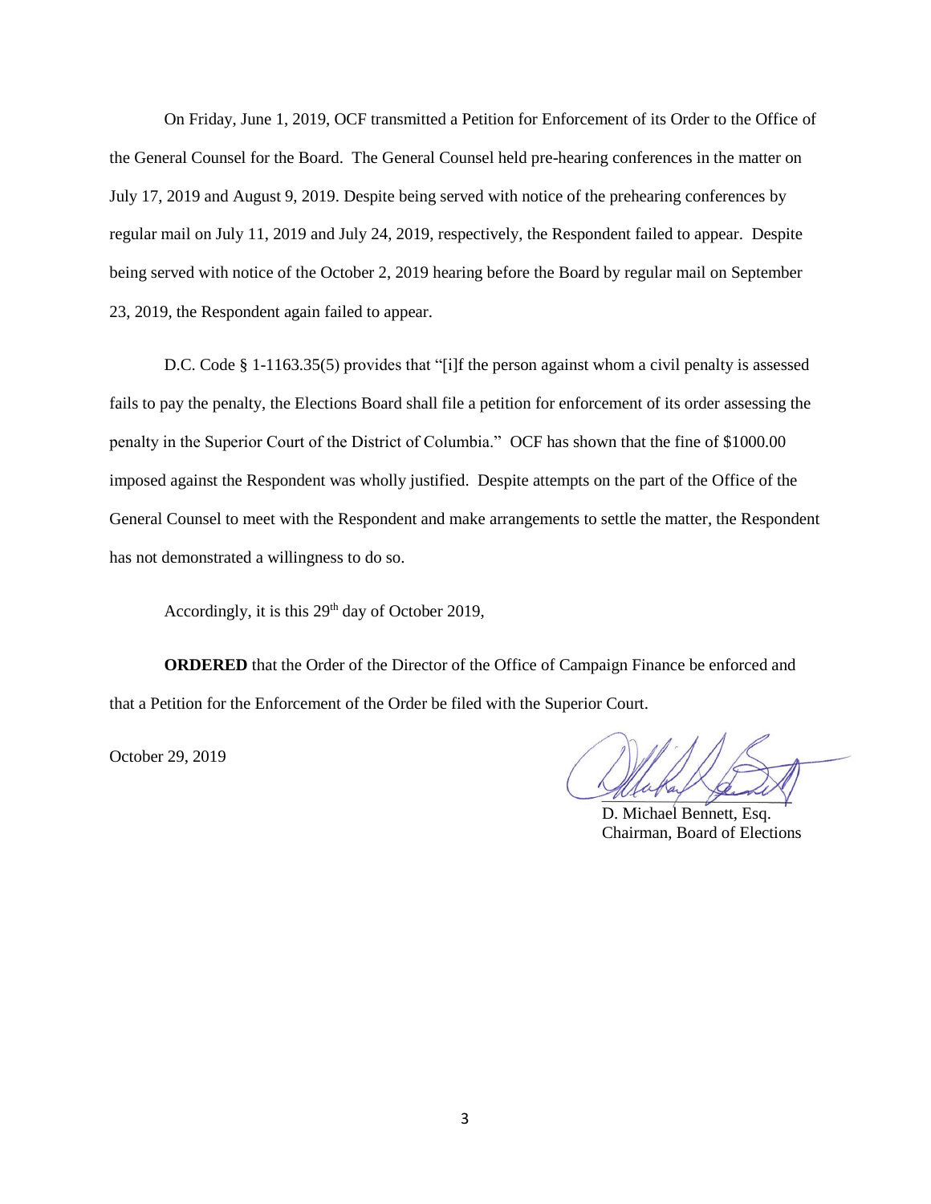On Friday, June 1, 2019, OCF transmitted a Petition for Enforcement of its Order to the Office of the General Counsel for the Board. The General Counsel held pre-hearing conferences in the matter on July 17, 2019 and August 9, 2019. Despite being served with notice of the prehearing conferences by regular mail on July 11, 2019 and July 24, 2019, respectively, the Respondent failed to appear. Despite being served with notice of the October 2, 2019 hearing before the Board by regular mail on September 23, 2019, the Respondent again failed to appear.

D.C. Code § 1-1163.35(5) provides that "[i]f the person against whom a civil penalty is assessed fails to pay the penalty, the Elections Board shall file a petition for enforcement of its order assessing the penalty in the Superior Court of the District of Columbia." OCF has shown that the fine of $1000.00 imposed against the Respondent was wholly justified. Despite attempts on the part of the Office of the General Counsel to meet with the Respondent and make arrangements to settle the matter, the Respondent has not demonstrated a willingness to do so.

Accordingly, it is this 29th day of October 2019,

**ORDERED** that the Order of the Director of the Office of Campaign Finance be enforced and that a Petition for the Enforcement of the Order be filed with the Superior Court.

October 29, 2019

D. Michael Bennett, Esq.
Chairman, Board of Elections